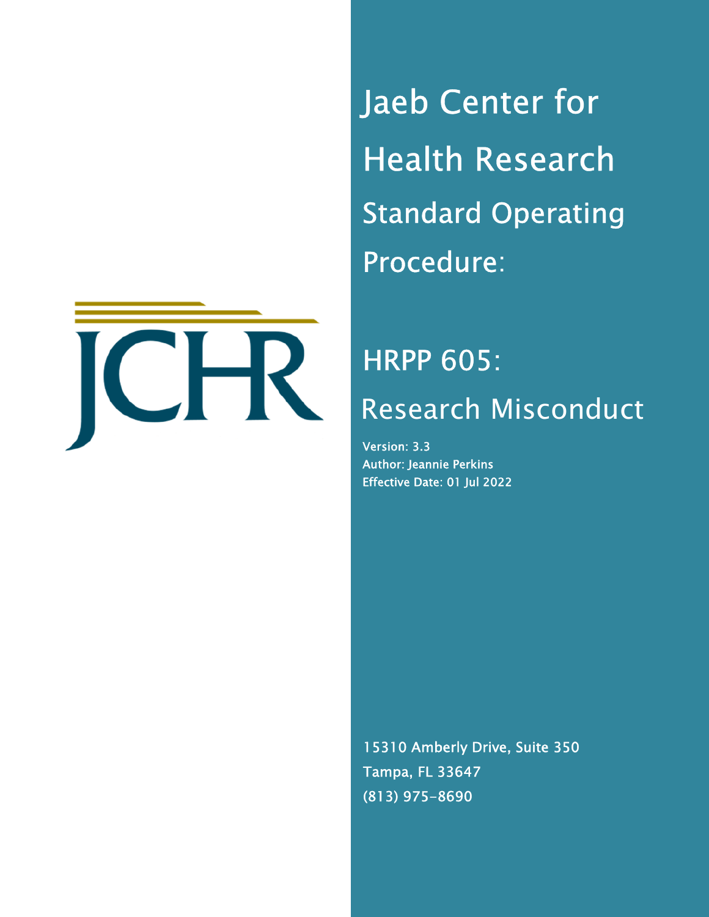# Jaeb Center for Health Research

## Standard Operating Procedure:

# HRPP 605:

# Research Misconduct

Version: 3.3
Author: Jeannie Perkins
Effective Date: 01 Jul 2022

15310 Amberly Drive, Suite 350
Tampa, FL 33647
(813) 975-8690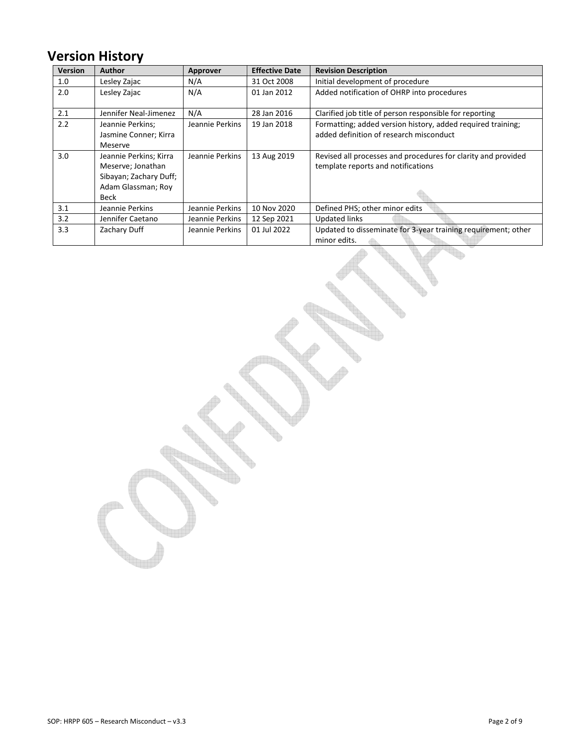# Version History

| Version | Author | Approver | Effective Date | Revision Description |
|---|---|---|---|---|
| 1.0 | Lesley Zajac | N/A | 31 Oct 2008 | Initial development of procedure |
| 2.0 | Lesley Zajac | N/A | 01 Jan 2012 | Added notification of OHRP into procedures |
| 2.1 | Jennifer Neal-Jimenez | N/A | 28 Jan 2016 | Clarified job title of person responsible for reporting |
| 2.2 | Jeannie Perkins; Jasmine Conner; Kirra Meserve | Jeannie Perkins | 19 Jan 2018 | Formatting; added version history, added required training; added definition of research misconduct |
| 3.0 | Jeannie Perkins; Kirra Meserve; Jonathan Sibayan; Zachary Duff; Adam Glassman; Roy Beck | Jeannie Perkins | 13 Aug 2019 | Revised all processes and procedures for clarity and provided template reports and notifications |
| 3.1 | Jeannie Perkins | Jeannie Perkins | 10 Nov 2020 | Defined PHS; other minor edits |
| 3.2 | Jennifer Caetano | Jeannie Perkins | 12 Sep 2021 | Updated links |
| 3.3 | Zachary Duff | Jeannie Perkins | 01 Jul 2022 | Updated to disseminate for 3-year training requirement; other minor edits. |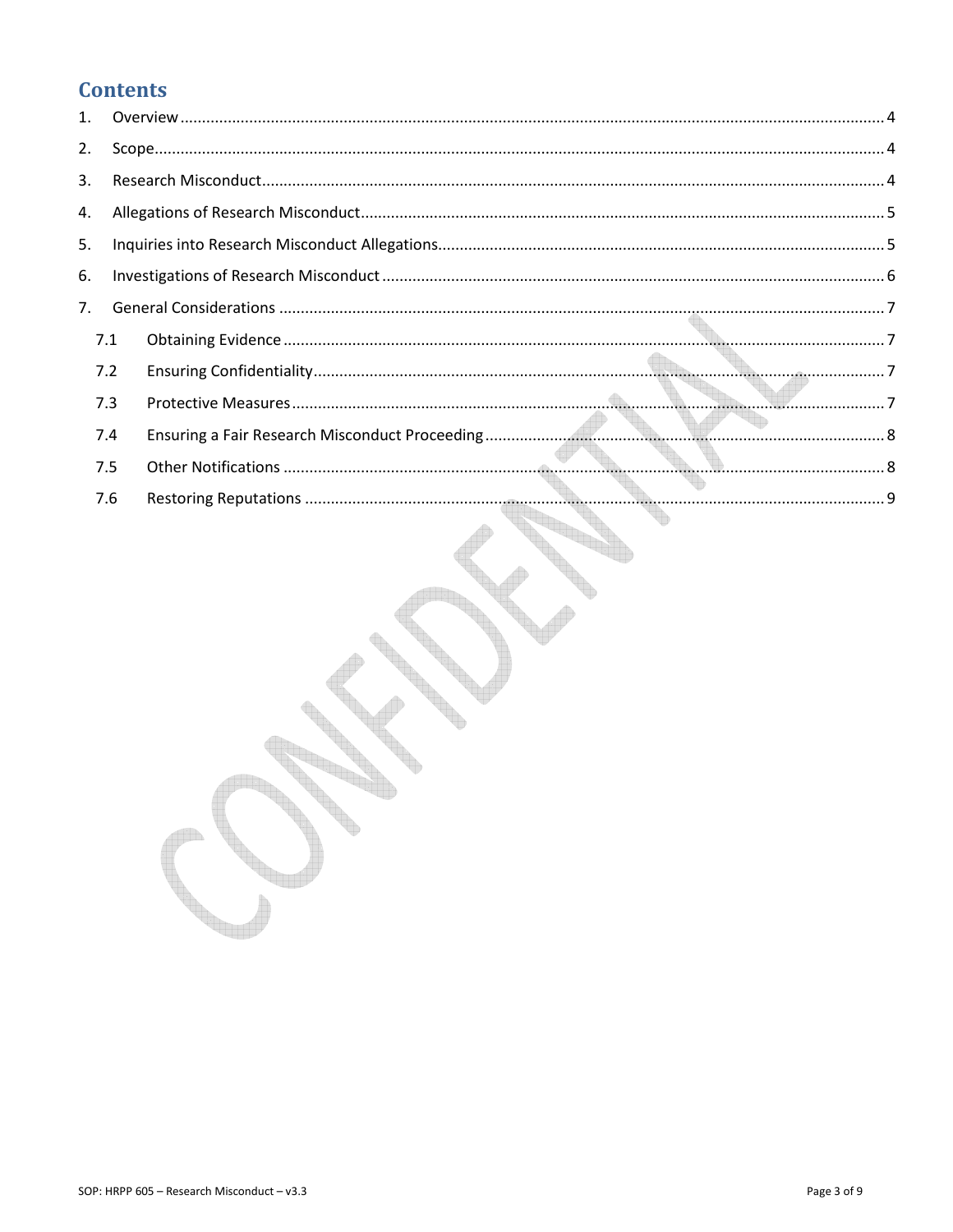# Contents

1. Overview ..... 4
2. Scope ..... 4
3. Research Misconduct ..... 4
4. Allegations of Research Misconduct ..... 5
5. Inquiries into Research Misconduct Allegations ..... 5
6. Investigations of Research Misconduct ..... 6
7. General Considerations ..... 7
   - 7.1 Obtaining Evidence ..... 7
   - 7.2 Ensuring Confidentiality ..... 7
   - 7.3 Protective Measures ..... 7
   - 7.4 Ensuring a Fair Research Misconduct Proceeding ..... 8
   - 7.5 Other Notifications ..... 8
   - 7.6 Restoring Reputations ..... 9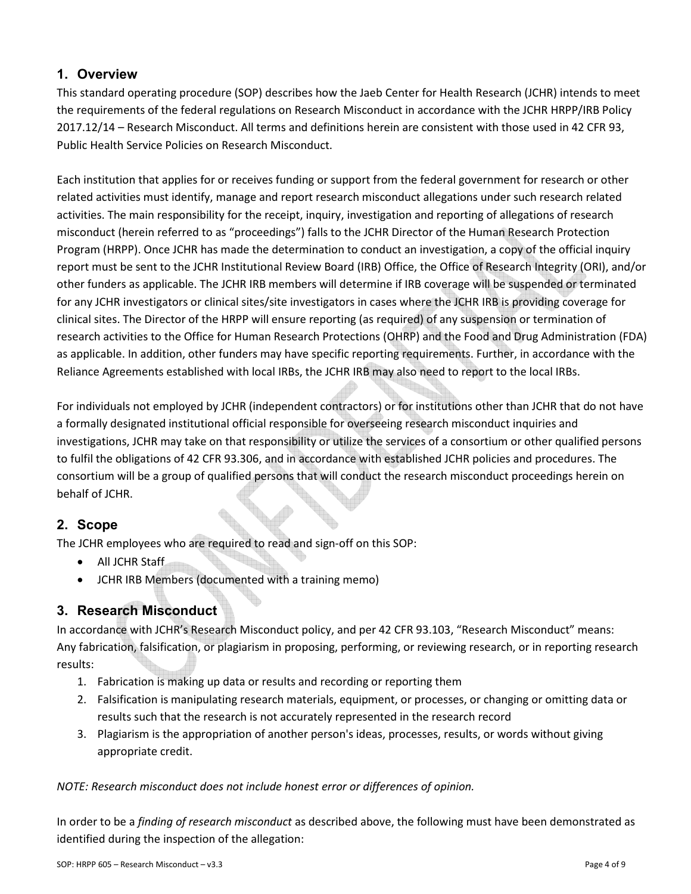## 1. Overview

This standard operating procedure (SOP) describes how the Jaeb Center for Health Research (JCHR) intends to meet the requirements of the federal regulations on Research Misconduct in accordance with the JCHR HRPP/IRB Policy 2017.12/14 – Research Misconduct. All terms and definitions herein are consistent with those used in 42 CFR 93, Public Health Service Policies on Research Misconduct.

Each institution that applies for or receives funding or support from the federal government for research or other related activities must identify, manage and report research misconduct allegations under such research related activities. The main responsibility for the receipt, inquiry, investigation and reporting of allegations of research misconduct (herein referred to as "proceedings") falls to the JCHR Director of the Human Research Protection Program (HRPP). Once JCHR has made the determination to conduct an investigation, a copy of the official inquiry report must be sent to the JCHR Institutional Review Board (IRB) Office, the Office of Research Integrity (ORI), and/or other funders as applicable. The JCHR IRB members will determine if IRB coverage will be suspended or terminated for any JCHR investigators or clinical sites/site investigators in cases where the JCHR IRB is providing coverage for clinical sites. The Director of the HRPP will ensure reporting (as required) of any suspension or termination of research activities to the Office for Human Research Protections (OHRP) and the Food and Drug Administration (FDA) as applicable. In addition, other funders may have specific reporting requirements. Further, in accordance with the Reliance Agreements established with local IRBs, the JCHR IRB may also need to report to the local IRBs.

For individuals not employed by JCHR (independent contractors) or for institutions other than JCHR that do not have a formally designated institutional official responsible for overseeing research misconduct inquiries and investigations, JCHR may take on that responsibility or utilize the services of a consortium or other qualified persons to fulfil the obligations of 42 CFR 93.306, and in accordance with established JCHR policies and procedures. The consortium will be a group of qualified persons that will conduct the research misconduct proceedings herein on behalf of JCHR.

## 2. Scope

The JCHR employees who are required to read and sign-off on this SOP:

- All JCHR Staff
- JCHR IRB Members (documented with a training memo)

## 3. Research Misconduct

In accordance with JCHR's Research Misconduct policy, and per 42 CFR 93.103, "Research Misconduct" means:
Any fabrication, falsification, or plagiarism in proposing, performing, or reviewing research, or in reporting research results:

1. Fabrication is making up data or results and recording or reporting them
2. Falsification is manipulating research materials, equipment, or processes, or changing or omitting data or results such that the research is not accurately represented in the research record
3. Plagiarism is the appropriation of another person's ideas, processes, results, or words without giving appropriate credit.

*NOTE: Research misconduct does not include honest error or differences of opinion.*

In order to be a *finding of research misconduct* as described above, the following must have been demonstrated as identified during the inspection of the allegation: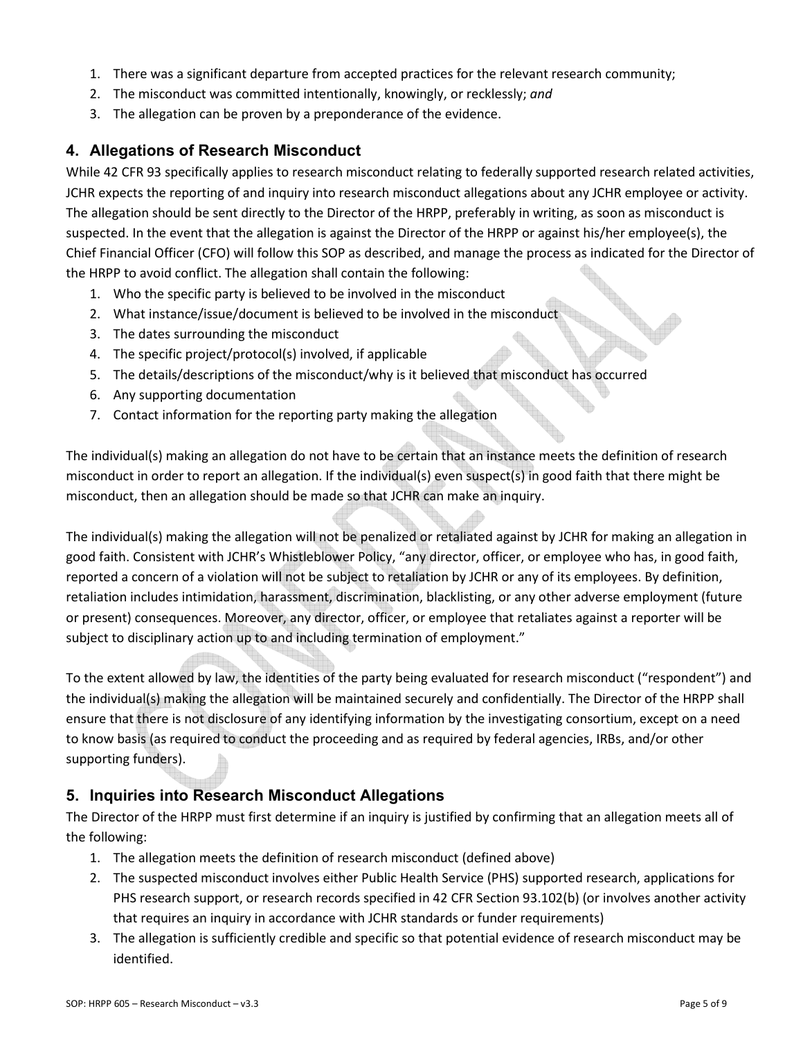1. There was a significant departure from accepted practices for the relevant research community;
2. The misconduct was committed intentionally, knowingly, or recklessly; *and*
3. The allegation can be proven by a preponderance of the evidence.

## 4. Allegations of Research Misconduct

While 42 CFR 93 specifically applies to research misconduct relating to federally supported research related activities, JCHR expects the reporting of and inquiry into research misconduct allegations about any JCHR employee or activity. The allegation should be sent directly to the Director of the HRPP, preferably in writing, as soon as misconduct is suspected. In the event that the allegation is against the Director of the HRPP or against his/her employee(s), the Chief Financial Officer (CFO) will follow this SOP as described, and manage the process as indicated for the Director of the HRPP to avoid conflict. The allegation shall contain the following:

1. Who the specific party is believed to be involved in the misconduct
2. What instance/issue/document is believed to be involved in the misconduct
3. The dates surrounding the misconduct
4. The specific project/protocol(s) involved, if applicable
5. The details/descriptions of the misconduct/why is it believed that misconduct has occurred
6. Any supporting documentation
7. Contact information for the reporting party making the allegation

The individual(s) making an allegation do not have to be certain that an instance meets the definition of research misconduct in order to report an allegation. If the individual(s) even suspect(s) in good faith that there might be misconduct, then an allegation should be made so that JCHR can make an inquiry.

The individual(s) making the allegation will not be penalized or retaliated against by JCHR for making an allegation in good faith. Consistent with JCHR's Whistleblower Policy, "any director, officer, or employee who has, in good faith, reported a concern of a violation will not be subject to retaliation by JCHR or any of its employees. By definition, retaliation includes intimidation, harassment, discrimination, blacklisting, or any other adverse employment (future or present) consequences. Moreover, any director, officer, or employee that retaliates against a reporter will be subject to disciplinary action up to and including termination of employment."

To the extent allowed by law, the identities of the party being evaluated for research misconduct ("respondent") and the individual(s) making the allegation will be maintained securely and confidentially. The Director of the HRPP shall ensure that there is not disclosure of any identifying information by the investigating consortium, except on a need to know basis (as required to conduct the proceeding and as required by federal agencies, IRBs, and/or other supporting funders).

## 5. Inquiries into Research Misconduct Allegations

The Director of the HRPP must first determine if an inquiry is justified by confirming that an allegation meets all of the following:

1. The allegation meets the definition of research misconduct (defined above)
2. The suspected misconduct involves either Public Health Service (PHS) supported research, applications for PHS research support, or research records specified in 42 CFR Section 93.102(b) (or involves another activity that requires an inquiry in accordance with JCHR standards or funder requirements)
3. The allegation is sufficiently credible and specific so that potential evidence of research misconduct may be identified.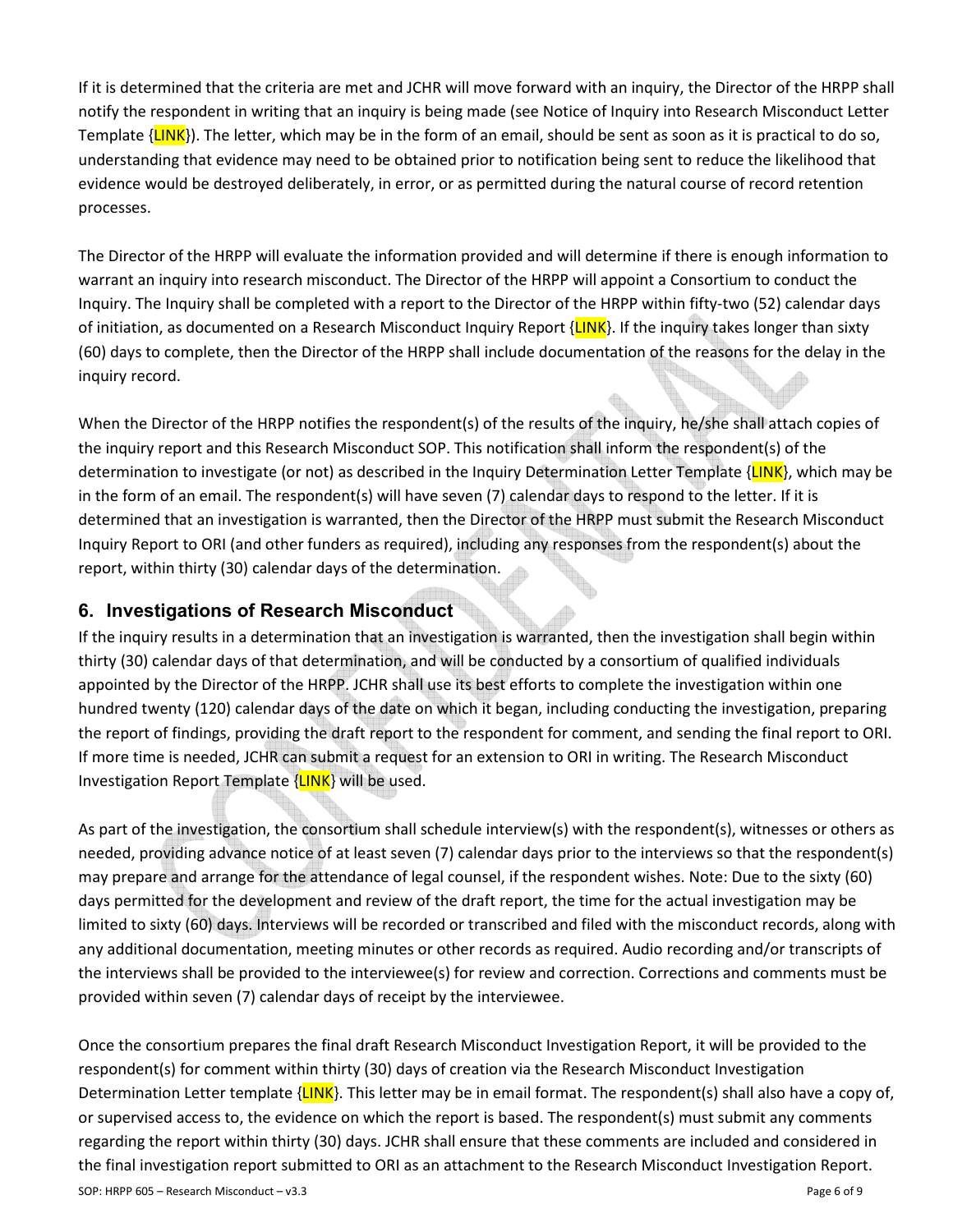If it is determined that the criteria are met and JCHR will move forward with an inquiry, the Director of the HRPP shall notify the respondent in writing that an inquiry is being made (see Notice of Inquiry into Research Misconduct Letter Template {LINK}). The letter, which may be in the form of an email, should be sent as soon as it is practical to do so, understanding that evidence may need to be obtained prior to notification being sent to reduce the likelihood that evidence would be destroyed deliberately, in error, or as permitted during the natural course of record retention processes.

The Director of the HRPP will evaluate the information provided and will determine if there is enough information to warrant an inquiry into research misconduct. The Director of the HRPP will appoint a Consortium to conduct the Inquiry. The Inquiry shall be completed with a report to the Director of the HRPP within fifty-two (52) calendar days of initiation, as documented on a Research Misconduct Inquiry Report {LINK}. If the inquiry takes longer than sixty (60) days to complete, then the Director of the HRPP shall include documentation of the reasons for the delay in the inquiry record.

When the Director of the HRPP notifies the respondent(s) of the results of the inquiry, he/she shall attach copies of the inquiry report and this Research Misconduct SOP. This notification shall inform the respondent(s) of the determination to investigate (or not) as described in the Inquiry Determination Letter Template {LINK}, which may be in the form of an email. The respondent(s) will have seven (7) calendar days to respond to the letter. If it is determined that an investigation is warranted, then the Director of the HRPP must submit the Research Misconduct Inquiry Report to ORI (and other funders as required), including any responses from the respondent(s) about the report, within thirty (30) calendar days of the determination.

## 6. Investigations of Research Misconduct

If the inquiry results in a determination that an investigation is warranted, then the investigation shall begin within thirty (30) calendar days of that determination, and will be conducted by a consortium of qualified individuals appointed by the Director of the HRPP. JCHR shall use its best efforts to complete the investigation within one hundred twenty (120) calendar days of the date on which it began, including conducting the investigation, preparing the report of findings, providing the draft report to the respondent for comment, and sending the final report to ORI. If more time is needed, JCHR can submit a request for an extension to ORI in writing. The Research Misconduct Investigation Report Template {LINK} will be used.

As part of the investigation, the consortium shall schedule interview(s) with the respondent(s), witnesses or others as needed, providing advance notice of at least seven (7) calendar days prior to the interviews so that the respondent(s) may prepare and arrange for the attendance of legal counsel, if the respondent wishes. Note: Due to the sixty (60) days permitted for the development and review of the draft report, the time for the actual investigation may be limited to sixty (60) days. Interviews will be recorded or transcribed and filed with the misconduct records, along with any additional documentation, meeting minutes or other records as required. Audio recording and/or transcripts of the interviews shall be provided to the interviewee(s) for review and correction. Corrections and comments must be provided within seven (7) calendar days of receipt by the interviewee.

Once the consortium prepares the final draft Research Misconduct Investigation Report, it will be provided to the respondent(s) for comment within thirty (30) days of creation via the Research Misconduct Investigation Determination Letter template {LINK}. This letter may be in email format. The respondent(s) shall also have a copy of, or supervised access to, the evidence on which the report is based. The respondent(s) must submit any comments regarding the report within thirty (30) days. JCHR shall ensure that these comments are included and considered in the final investigation report submitted to ORI as an attachment to the Research Misconduct Investigation Report.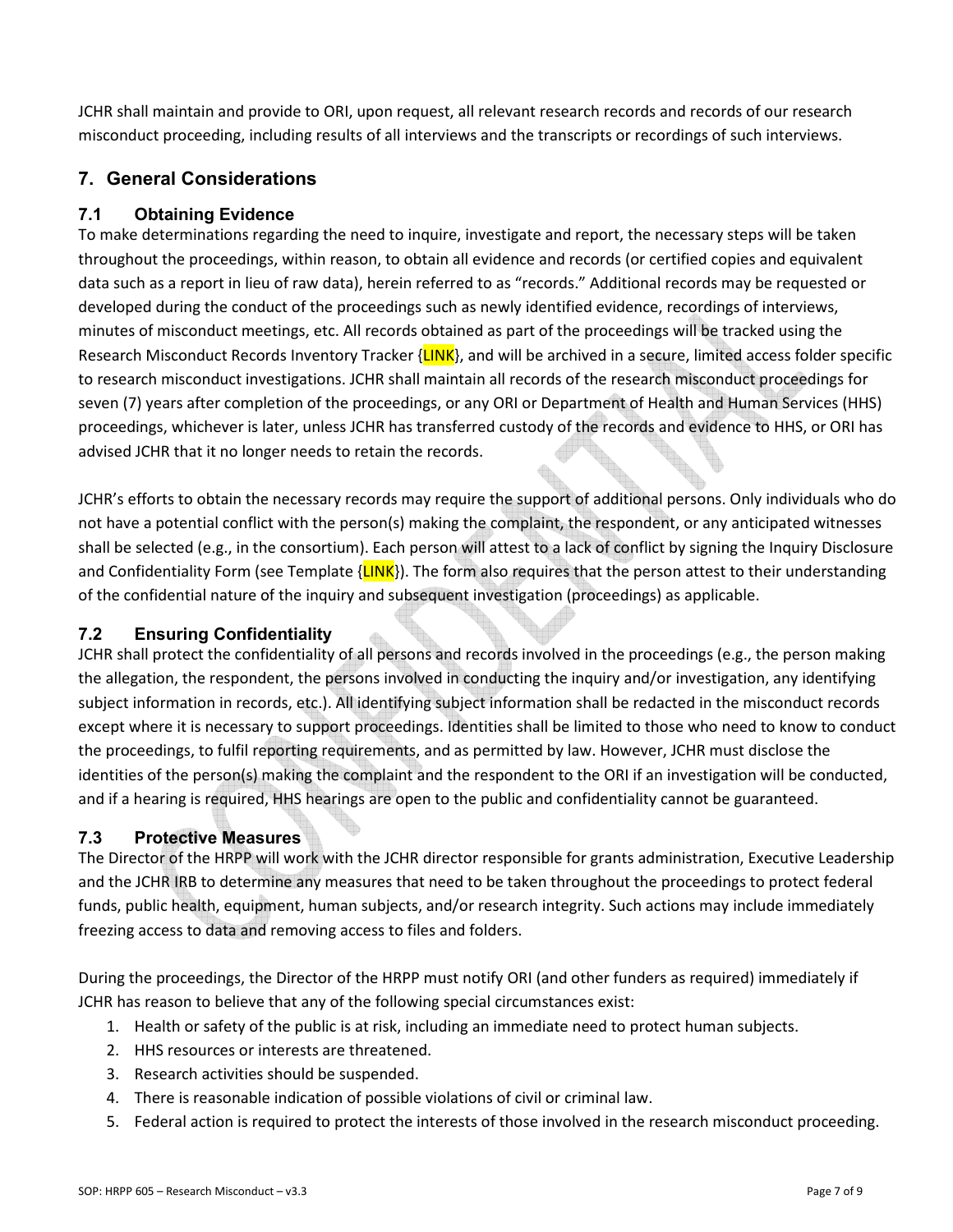JCHR shall maintain and provide to ORI, upon request, all relevant research records and records of our research misconduct proceeding, including results of all interviews and the transcripts or recordings of such interviews.

## 7. General Considerations

### 7.1 Obtaining Evidence

To make determinations regarding the need to inquire, investigate and report, the necessary steps will be taken throughout the proceedings, within reason, to obtain all evidence and records (or certified copies and equivalent data such as a report in lieu of raw data), herein referred to as "records." Additional records may be requested or developed during the conduct of the proceedings such as newly identified evidence, recordings of interviews, minutes of misconduct meetings, etc. All records obtained as part of the proceedings will be tracked using the Research Misconduct Records Inventory Tracker {LINK}, and will be archived in a secure, limited access folder specific to research misconduct investigations. JCHR shall maintain all records of the research misconduct proceedings for seven (7) years after completion of the proceedings, or any ORI or Department of Health and Human Services (HHS) proceedings, whichever is later, unless JCHR has transferred custody of the records and evidence to HHS, or ORI has advised JCHR that it no longer needs to retain the records.

JCHR's efforts to obtain the necessary records may require the support of additional persons. Only individuals who do not have a potential conflict with the person(s) making the complaint, the respondent, or any anticipated witnesses shall be selected (e.g., in the consortium). Each person will attest to a lack of conflict by signing the Inquiry Disclosure and Confidentiality Form (see Template {LINK}). The form also requires that the person attest to their understanding of the confidential nature of the inquiry and subsequent investigation (proceedings) as applicable.

### 7.2 Ensuring Confidentiality

JCHR shall protect the confidentiality of all persons and records involved in the proceedings (e.g., the person making the allegation, the respondent, the persons involved in conducting the inquiry and/or investigation, any identifying subject information in records, etc.). All identifying subject information shall be redacted in the misconduct records except where it is necessary to support proceedings. Identities shall be limited to those who need to know to conduct the proceedings, to fulfil reporting requirements, and as permitted by law. However, JCHR must disclose the identities of the person(s) making the complaint and the respondent to the ORI if an investigation will be conducted, and if a hearing is required, HHS hearings are open to the public and confidentiality cannot be guaranteed.

### 7.3 Protective Measures

The Director of the HRPP will work with the JCHR director responsible for grants administration, Executive Leadership and the JCHR IRB to determine any measures that need to be taken throughout the proceedings to protect federal funds, public health, equipment, human subjects, and/or research integrity. Such actions may include immediately freezing access to data and removing access to files and folders.

During the proceedings, the Director of the HRPP must notify ORI (and other funders as required) immediately if JCHR has reason to believe that any of the following special circumstances exist:

1. Health or safety of the public is at risk, including an immediate need to protect human subjects.
2. HHS resources or interests are threatened.
3. Research activities should be suspended.
4. There is reasonable indication of possible violations of civil or criminal law.
5. Federal action is required to protect the interests of those involved in the research misconduct proceeding.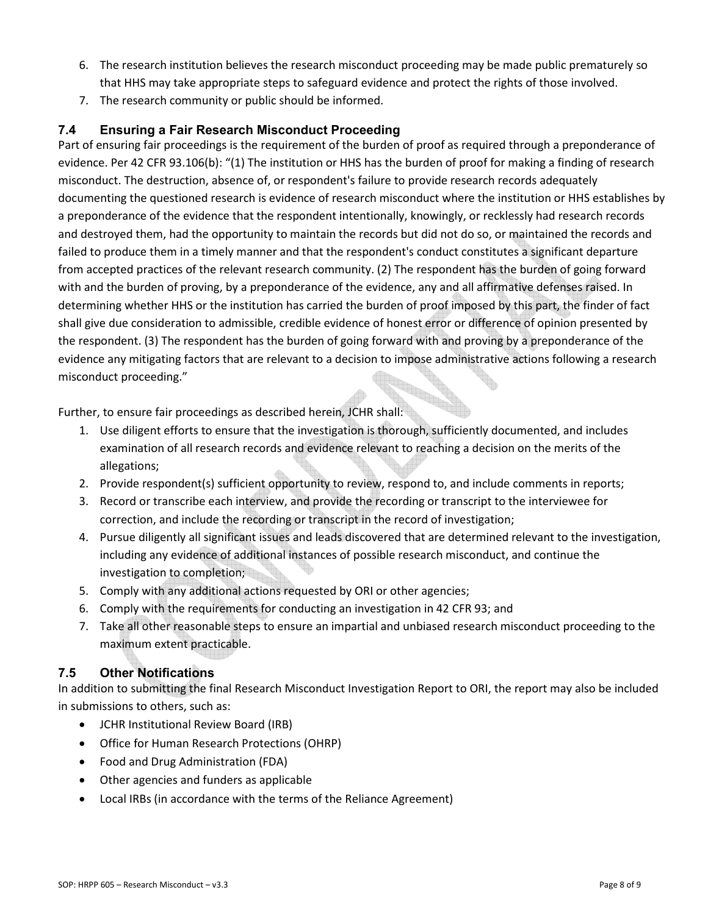6. The research institution believes the research misconduct proceeding may be made public prematurely so that HHS may take appropriate steps to safeguard evidence and protect the rights of those involved.
7. The research community or public should be informed.

### 7.4 Ensuring a Fair Research Misconduct Proceeding

Part of ensuring fair proceedings is the requirement of the burden of proof as required through a preponderance of evidence. Per 42 CFR 93.106(b): "(1) The institution or HHS has the burden of proof for making a finding of research misconduct. The destruction, absence of, or respondent's failure to provide research records adequately documenting the questioned research is evidence of research misconduct where the institution or HHS establishes by a preponderance of the evidence that the respondent intentionally, knowingly, or recklessly had research records and destroyed them, had the opportunity to maintain the records but did not do so, or maintained the records and failed to produce them in a timely manner and that the respondent's conduct constitutes a significant departure from accepted practices of the relevant research community. (2) The respondent has the burden of going forward with and the burden of proving, by a preponderance of the evidence, any and all affirmative defenses raised. In determining whether HHS or the institution has carried the burden of proof imposed by this part, the finder of fact shall give due consideration to admissible, credible evidence of honest error or difference of opinion presented by the respondent. (3) The respondent has the burden of going forward with and proving by a preponderance of the evidence any mitigating factors that are relevant to a decision to impose administrative actions following a research misconduct proceeding."

Further, to ensure fair proceedings as described herein, JCHR shall:

1. Use diligent efforts to ensure that the investigation is thorough, sufficiently documented, and includes examination of all research records and evidence relevant to reaching a decision on the merits of the allegations;
2. Provide respondent(s) sufficient opportunity to review, respond to, and include comments in reports;
3. Record or transcribe each interview, and provide the recording or transcript to the interviewee for correction, and include the recording or transcript in the record of investigation;
4. Pursue diligently all significant issues and leads discovered that are determined relevant to the investigation, including any evidence of additional instances of possible research misconduct, and continue the investigation to completion;
5. Comply with any additional actions requested by ORI or other agencies;
6. Comply with the requirements for conducting an investigation in 42 CFR 93; and
7. Take all other reasonable steps to ensure an impartial and unbiased research misconduct proceeding to the maximum extent practicable.

### 7.5 Other Notifications

In addition to submitting the final Research Misconduct Investigation Report to ORI, the report may also be included in submissions to others, such as:

- JCHR Institutional Review Board (IRB)
- Office for Human Research Protections (OHRP)
- Food and Drug Administration (FDA)
- Other agencies and funders as applicable
- Local IRBs (in accordance with the terms of the Reliance Agreement)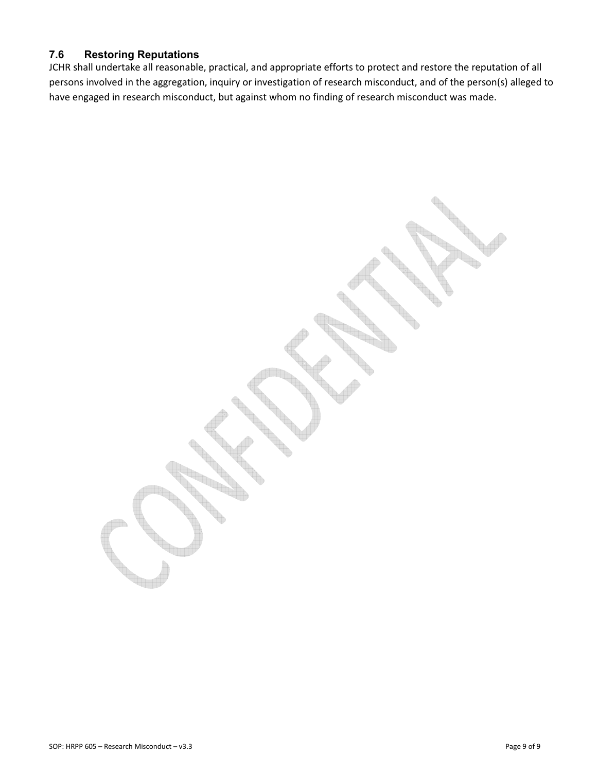### 7.6 Restoring Reputations

JCHR shall undertake all reasonable, practical, and appropriate efforts to protect and restore the reputation of all persons involved in the aggregation, inquiry or investigation of research misconduct, and of the person(s) alleged to have engaged in research misconduct, but against whom no finding of research misconduct was made.